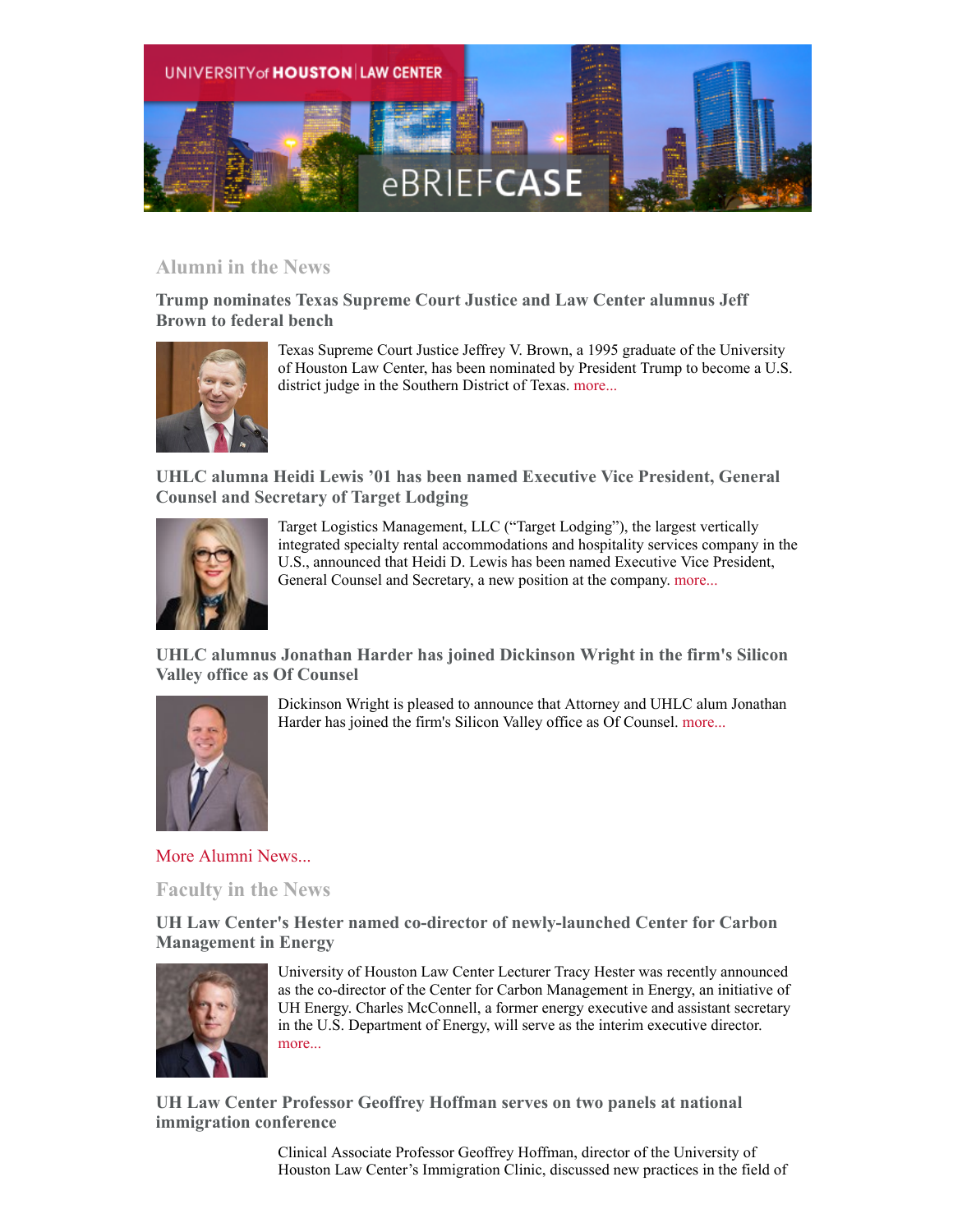## Alumni in the News

### Trump nominates Texas Supreme Court Justice and Law Center alumnus Jeff Brown to federal bench

Texas Supreme Court Justice Jeffrey V. Brown, a 1995 graduate of the University of Houston Law Center, has been nominated by President Trump to become a U.S. district judge in the Southern District of Texas. more...

### UHLC alumna Heidi Lewis '01 has been named Executive Vice President, General Counsel and Secretary of Target Lodging

Target Logistics Management, LLC ("Target Lodging"), the largest vertically integrated specialty rental accommodations and hospitality services company in the U.S., announced that Heidi D. Lewis has been named Executive Vice President, General Counsel and Secretary, a new position at the company. more...

### UHLC alumnus Jonathan Harder has joined Dickinson Wright in the firm's Silicon Valley office as Of Counsel

Dickinson Wright is pleased to announce that Attorney and UHLC alum Jonathan Harder has joined the firm's Silicon Valley office as Of Counsel. more...

More Alumni News...

## Faculty in the News

### UH Law Center's Hester named co-director of newly-launched Center for Carbon Management in Energy

University of Houston Law Center Lecturer Tracy Hester was recently announced as the co-director of the Center for Carbon Management in Energy, an initiative of UH Energy. Charles McConnell, a former energy executive and assistant secretary in the U.S. Department of Energy, will serve as the interim executive director. more...

### UH Law Center Professor Geoffrey Hoffman serves on two panels at national immigration conference

Clinical Associate Professor Geoffrey Hoffman, director of the University of Houston Law Center's Immigration Clinic, discussed new practices in the field of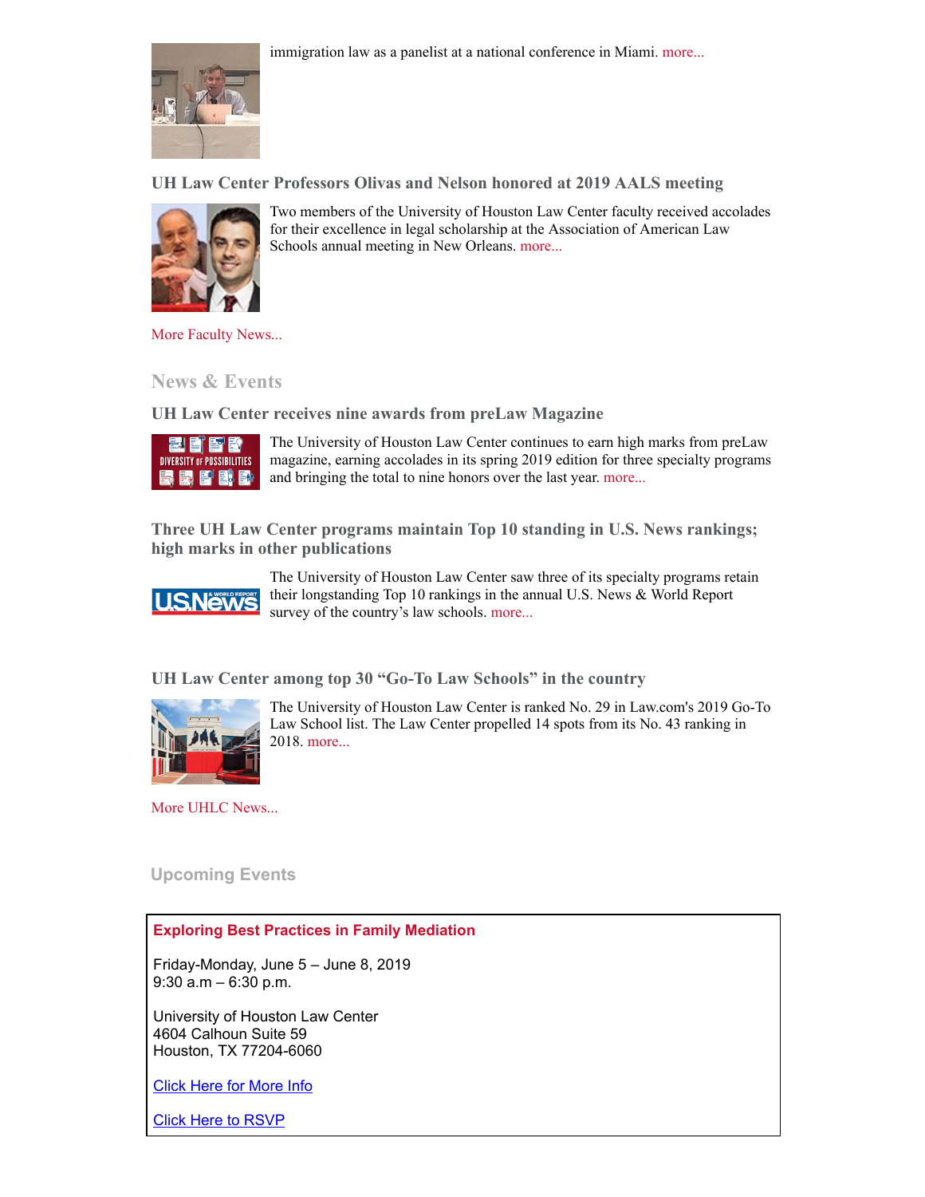immigration law as a panelist at a national conference in Miami. more...

### UH Law Center Professors Olivas and Nelson honored at 2019 AALS meeting

Two members of the University of Houston Law Center faculty received accolades for their excellence in legal scholarship at the Association of American Law Schools annual meeting in New Orleans. more...

More Faculty News...

## News & Events

### UH Law Center receives nine awards from preLaw Magazine

The University of Houston Law Center continues to earn high marks from preLaw magazine, earning accolades in its spring 2019 edition for three specialty programs and bringing the total to nine honors over the last year. more...

### Three UH Law Center programs maintain Top 10 standing in U.S. News rankings; high marks in other publications

The University of Houston Law Center saw three of its specialty programs retain their longstanding Top 10 rankings in the annual U.S. News & World Report survey of the country's law schools. more...

### UH Law Center among top 30 "Go-To Law Schools" in the country

The University of Houston Law Center is ranked No. 29 in Law.com's 2019 Go-To Law School list. The Law Center propelled 14 spots from its No. 43 ranking in 2018. more...

More UHLC News...

## Upcoming Events

**Exploring Best Practices in Family Mediation**

Friday-Monday, June 5 – June 8, 2019
9:30 a.m – 6:30 p.m.

University of Houston Law Center
4604 Calhoun Suite 59
Houston, TX 77204-6060

Click Here for More Info

Click Here to RSVP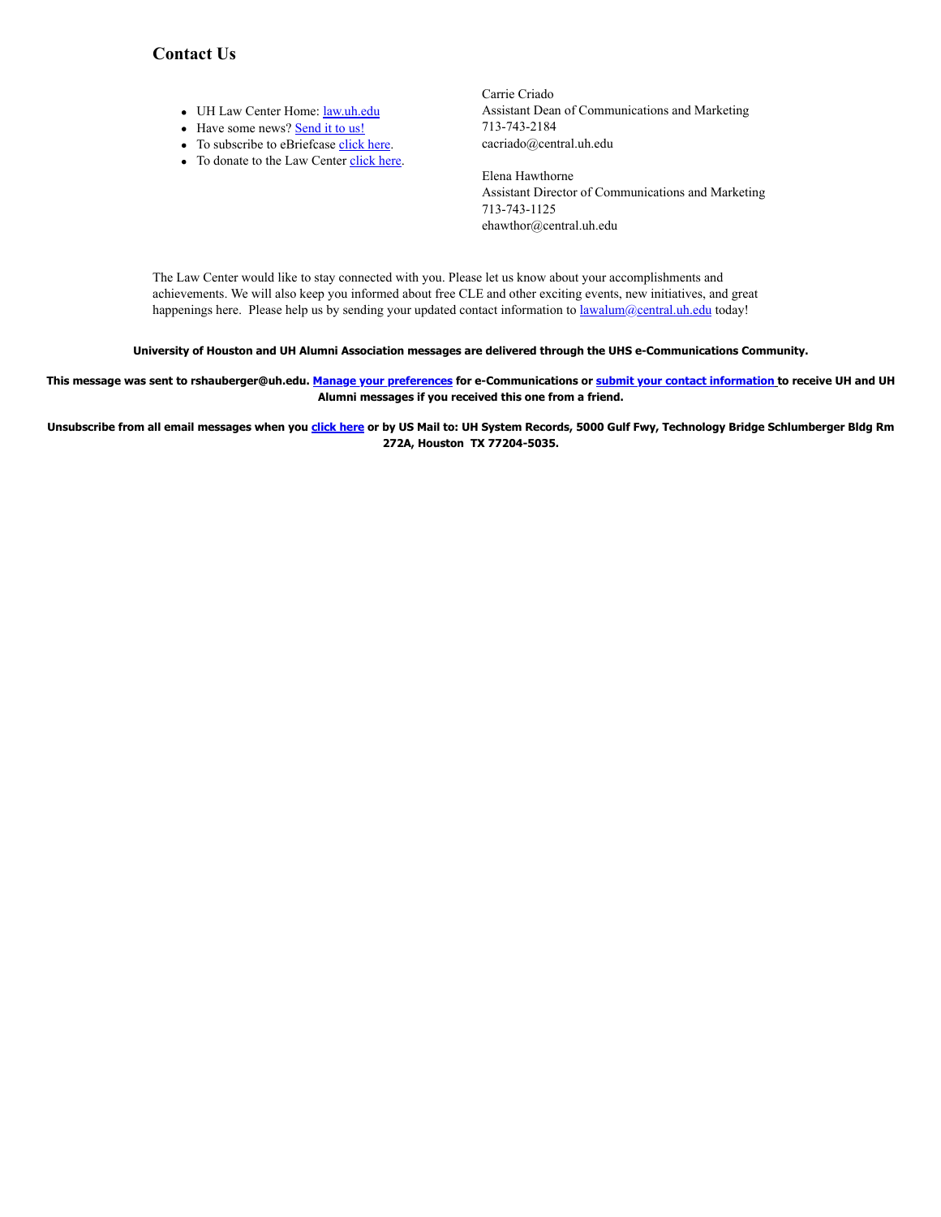## Contact Us

- UH Law Center Home: law.uh.edu
- Have some news? Send it to us!
- To subscribe to eBriefcase click here.
- To donate to the Law Center click here.

Carrie Criado
Assistant Dean of Communications and Marketing
713-743-2184
cacriado@central.uh.edu

Elena Hawthorne
Assistant Director of Communications and Marketing
713-743-1125
ehawthor@central.uh.edu

The Law Center would like to stay connected with you. Please let us know about your accomplishments and achievements. We will also keep you informed about free CLE and other exciting events, new initiatives, and great happenings here. Please help us by sending your updated contact information to lawalum@central.uh.edu today!

**University of Houston and UH Alumni Association messages are delivered through the UHS e-Communications Community.**

**This message was sent to rshauberger@uh.edu. Manage your preferences for e-Communications or submit your contact information to receive UH and UH Alumni messages if you received this one from a friend.**

**Unsubscribe from all email messages when you click here or by US Mail to: UH System Records, 5000 Gulf Fwy, Technology Bridge Schlumberger Bldg Rm 272A, Houston TX 77204-5035.**